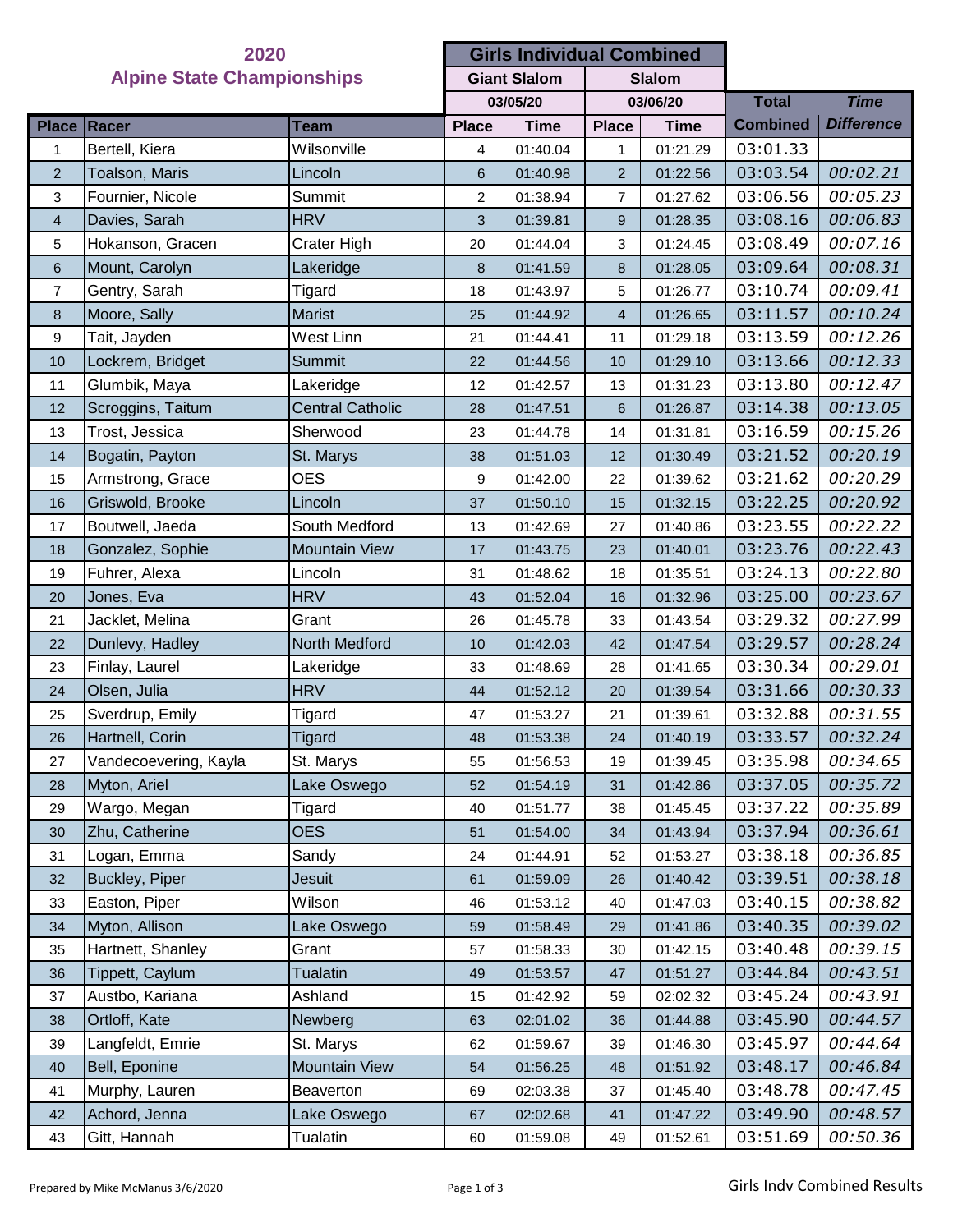# 2020 Alpine State Championships

| | | | Girls Individual Combined | | | | | |
|---|---|---|---|---|---|---|---|---|
| | | | Giant Slalom | | Slalom | | | |
| | | | 03/05/20 | | 03/06/20 | | Total | *Time* |
| Place | Racer | Team | Place | Time | Place | Time | Combined | *Difference* |
| 1 | Bertell, Kiera | Wilsonville | 4 | 01:40.04 | 1 | 01:21.29 | 03:01.33 | |
| 2 | Toalson, Maris | Lincoln | 6 | 01:40.98 | 2 | 01:22.56 | 03:03.54 | *00:02.21* |
| 3 | Fournier, Nicole | Summit | 2 | 01:38.94 | 7 | 01:27.62 | 03:06.56 | *00:05.23* |
| 4 | Davies, Sarah | HRV | 3 | 01:39.81 | 9 | 01:28.35 | 03:08.16 | *00:06.83* |
| 5 | Hokanson, Gracen | Crater High | 20 | 01:44.04 | 3 | 01:24.45 | 03:08.49 | *00:07.16* |
| 6 | Mount, Carolyn | Lakeridge | 8 | 01:41.59 | 8 | 01:28.05 | 03:09.64 | *00:08.31* |
| 7 | Gentry, Sarah | Tigard | 18 | 01:43.97 | 5 | 01:26.77 | 03:10.74 | *00:09.41* |
| 8 | Moore, Sally | Marist | 25 | 01:44.92 | 4 | 01:26.65 | 03:11.57 | *00:10.24* |
| 9 | Tait, Jayden | West Linn | 21 | 01:44.41 | 11 | 01:29.18 | 03:13.59 | *00:12.26* |
| 10 | Lockrem, Bridget | Summit | 22 | 01:44.56 | 10 | 01:29.10 | 03:13.66 | *00:12.33* |
| 11 | Glumbik, Maya | Lakeridge | 12 | 01:42.57 | 13 | 01:31.23 | 03:13.80 | *00:12.47* |
| 12 | Scroggins, Taitum | Central Catholic | 28 | 01:47.51 | 6 | 01:26.87 | 03:14.38 | *00:13.05* |
| 13 | Trost, Jessica | Sherwood | 23 | 01:44.78 | 14 | 01:31.81 | 03:16.59 | *00:15.26* |
| 14 | Bogatin, Payton | St. Marys | 38 | 01:51.03 | 12 | 01:30.49 | 03:21.52 | *00:20.19* |
| 15 | Armstrong, Grace | OES | 9 | 01:42.00 | 22 | 01:39.62 | 03:21.62 | *00:20.29* |
| 16 | Griswold, Brooke | Lincoln | 37 | 01:50.10 | 15 | 01:32.15 | 03:22.25 | *00:20.92* |
| 17 | Boutwell, Jaeda | South Medford | 13 | 01:42.69 | 27 | 01:40.86 | 03:23.55 | *00:22.22* |
| 18 | Gonzalez, Sophie | Mountain View | 17 | 01:43.75 | 23 | 01:40.01 | 03:23.76 | *00:22.43* |
| 19 | Fuhrer, Alexa | Lincoln | 31 | 01:48.62 | 18 | 01:35.51 | 03:24.13 | *00:22.80* |
| 20 | Jones, Eva | HRV | 43 | 01:52.04 | 16 | 01:32.96 | 03:25.00 | *00:23.67* |
| 21 | Jacklet, Melina | Grant | 26 | 01:45.78 | 33 | 01:43.54 | 03:29.32 | *00:27.99* |
| 22 | Dunlevy, Hadley | North Medford | 10 | 01:42.03 | 42 | 01:47.54 | 03:29.57 | *00:28.24* |
| 23 | Finlay, Laurel | Lakeridge | 33 | 01:48.69 | 28 | 01:41.65 | 03:30.34 | *00:29.01* |
| 24 | Olsen, Julia | HRV | 44 | 01:52.12 | 20 | 01:39.54 | 03:31.66 | *00:30.33* |
| 25 | Sverdrup, Emily | Tigard | 47 | 01:53.27 | 21 | 01:39.61 | 03:32.88 | *00:31.55* |
| 26 | Hartnell, Corin | Tigard | 48 | 01:53.38 | 24 | 01:40.19 | 03:33.57 | *00:32.24* |
| 27 | Vandecoevering, Kayla | St. Marys | 55 | 01:56.53 | 19 | 01:39.45 | 03:35.98 | *00:34.65* |
| 28 | Myton, Ariel | Lake Oswego | 52 | 01:54.19 | 31 | 01:42.86 | 03:37.05 | *00:35.72* |
| 29 | Wargo, Megan | Tigard | 40 | 01:51.77 | 38 | 01:45.45 | 03:37.22 | *00:35.89* |
| 30 | Zhu, Catherine | OES | 51 | 01:54.00 | 34 | 01:43.94 | 03:37.94 | *00:36.61* |
| 31 | Logan, Emma | Sandy | 24 | 01:44.91 | 52 | 01:53.27 | 03:38.18 | *00:36.85* |
| 32 | Buckley, Piper | Jesuit | 61 | 01:59.09 | 26 | 01:40.42 | 03:39.51 | *00:38.18* |
| 33 | Easton, Piper | Wilson | 46 | 01:53.12 | 40 | 01:47.03 | 03:40.15 | *00:38.82* |
| 34 | Myton, Allison | Lake Oswego | 59 | 01:58.49 | 29 | 01:41.86 | 03:40.35 | *00:39.02* |
| 35 | Hartnett, Shanley | Grant | 57 | 01:58.33 | 30 | 01:42.15 | 03:40.48 | *00:39.15* |
| 36 | Tippett, Caylum | Tualatin | 49 | 01:53.57 | 47 | 01:51.27 | 03:44.84 | *00:43.51* |
| 37 | Austbo, Kariana | Ashland | 15 | 01:42.92 | 59 | 02:02.32 | 03:45.24 | *00:43.91* |
| 38 | Ortloff, Kate | Newberg | 63 | 02:01.02 | 36 | 01:44.88 | 03:45.90 | *00:44.57* |
| 39 | Langfeldt, Emrie | St. Marys | 62 | 01:59.67 | 39 | 01:46.30 | 03:45.97 | *00:44.64* |
| 40 | Bell, Eponine | Mountain View | 54 | 01:56.25 | 48 | 01:51.92 | 03:48.17 | *00:46.84* |
| 41 | Murphy, Lauren | Beaverton | 69 | 02:03.38 | 37 | 01:45.40 | 03:48.78 | *00:47.45* |
| 42 | Achord, Jenna | Lake Oswego | 67 | 02:02.68 | 41 | 01:47.22 | 03:49.90 | *00:48.57* |
| 43 | Gitt, Hannah | Tualatin | 60 | 01:59.08 | 49 | 01:52.61 | 03:51.69 | *00:50.36* |

Prepared by Mike McManus 3/6/2020

Girls Indv Combined Results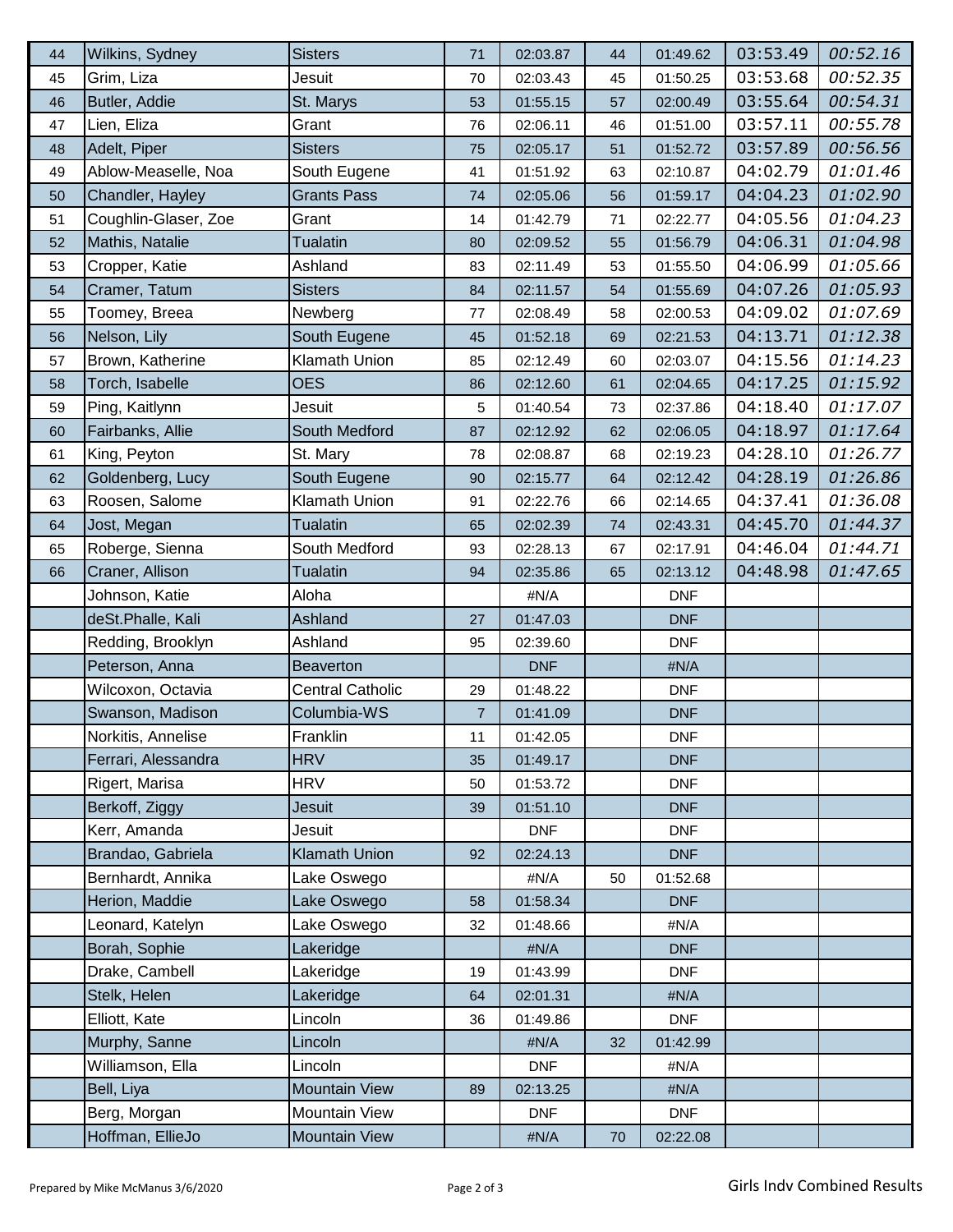| | | | | | | | | |
|---|---|---|---|---|---|---|---|---|
| 44 | Wilkins, Sydney | Sisters | 71 | 02:03.87 | 44 | 01:49.62 | 03:53.49 | *00:52.16* |
| 45 | Grim, Liza | Jesuit | 70 | 02:03.43 | 45 | 01:50.25 | 03:53.68 | *00:52.35* |
| 46 | Butler, Addie | St. Marys | 53 | 01:55.15 | 57 | 02:00.49 | 03:55.64 | *00:54.31* |
| 47 | Lien, Eliza | Grant | 76 | 02:06.11 | 46 | 01:51.00 | 03:57.11 | *00:55.78* |
| 48 | Adelt, Piper | Sisters | 75 | 02:05.17 | 51 | 01:52.72 | 03:57.89 | *00:56.56* |
| 49 | Ablow-Measelle, Noa | South Eugene | 41 | 01:51.92 | 63 | 02:10.87 | 04:02.79 | *01:01.46* |
| 50 | Chandler, Hayley | Grants Pass | 74 | 02:05.06 | 56 | 01:59.17 | 04:04.23 | *01:02.90* |
| 51 | Coughlin-Glaser, Zoe | Grant | 14 | 01:42.79 | 71 | 02:22.77 | 04:05.56 | *01:04.23* |
| 52 | Mathis, Natalie | Tualatin | 80 | 02:09.52 | 55 | 01:56.79 | 04:06.31 | *01:04.98* |
| 53 | Cropper, Katie | Ashland | 83 | 02:11.49 | 53 | 01:55.50 | 04:06.99 | *01:05.66* |
| 54 | Cramer, Tatum | Sisters | 84 | 02:11.57 | 54 | 01:55.69 | 04:07.26 | *01:05.93* |
| 55 | Toomey, Breea | Newberg | 77 | 02:08.49 | 58 | 02:00.53 | 04:09.02 | *01:07.69* |
| 56 | Nelson, Lily | South Eugene | 45 | 01:52.18 | 69 | 02:21.53 | 04:13.71 | *01:12.38* |
| 57 | Brown, Katherine | Klamath Union | 85 | 02:12.49 | 60 | 02:03.07 | 04:15.56 | *01:14.23* |
| 58 | Torch, Isabelle | OES | 86 | 02:12.60 | 61 | 02:04.65 | 04:17.25 | *01:15.92* |
| 59 | Ping, Kaitlynn | Jesuit | 5 | 01:40.54 | 73 | 02:37.86 | 04:18.40 | *01:17.07* |
| 60 | Fairbanks, Allie | South Medford | 87 | 02:12.92 | 62 | 02:06.05 | 04:18.97 | *01:17.64* |
| 61 | King, Peyton | St. Mary | 78 | 02:08.87 | 68 | 02:19.23 | 04:28.10 | *01:26.77* |
| 62 | Goldenberg, Lucy | South Eugene | 90 | 02:15.77 | 64 | 02:12.42 | 04:28.19 | *01:26.86* |
| 63 | Roosen, Salome | Klamath Union | 91 | 02:22.76 | 66 | 02:14.65 | 04:37.41 | *01:36.08* |
| 64 | Jost, Megan | Tualatin | 65 | 02:02.39 | 74 | 02:43.31 | 04:45.70 | *01:44.37* |
| 65 | Roberge, Sienna | South Medford | 93 | 02:28.13 | 67 | 02:17.91 | 04:46.04 | *01:44.71* |
| 66 | Craner, Allison | Tualatin | 94 | 02:35.86 | 65 | 02:13.12 | 04:48.98 | *01:47.65* |
| | Johnson, Katie | Aloha | | #N/A | | DNF | | |
| | deSt.Phalle, Kali | Ashland | 27 | 01:47.03 | | DNF | | |
| | Redding, Brooklyn | Ashland | 95 | 02:39.60 | | DNF | | |
| | Peterson, Anna | Beaverton | | DNF | | #N/A | | |
| | Wilcoxon, Octavia | Central Catholic | 29 | 01:48.22 | | DNF | | |
| | Swanson, Madison | Columbia-WS | 7 | 01:41.09 | | DNF | | |
| | Norkitis, Annelise | Franklin | 11 | 01:42.05 | | DNF | | |
| | Ferrari, Alessandra | HRV | 35 | 01:49.17 | | DNF | | |
| | Rigert, Marisa | HRV | 50 | 01:53.72 | | DNF | | |
| | Berkoff, Ziggy | Jesuit | 39 | 01:51.10 | | DNF | | |
| | Kerr, Amanda | Jesuit | | DNF | | DNF | | |
| | Brandao, Gabriela | Klamath Union | 92 | 02:24.13 | | DNF | | |
| | Bernhardt, Annika | Lake Oswego | | #N/A | 50 | 01:52.68 | | |
| | Herion, Maddie | Lake Oswego | 58 | 01:58.34 | | DNF | | |
| | Leonard, Katelyn | Lake Oswego | 32 | 01:48.66 | | #N/A | | |
| | Borah, Sophie | Lakeridge | | #N/A | | DNF | | |
| | Drake, Cambell | Lakeridge | 19 | 01:43.99 | | DNF | | |
| | Stelk, Helen | Lakeridge | 64 | 02:01.31 | | #N/A | | |
| | Elliott, Kate | Lincoln | 36 | 01:49.86 | | DNF | | |
| | Murphy, Sanne | Lincoln | | #N/A | 32 | 01:42.99 | | |
| | Williamson, Ella | Lincoln | | DNF | | #N/A | | |
| | Bell, Liya | Mountain View | 89 | 02:13.25 | | #N/A | | |
| | Berg, Morgan | Mountain View | | DNF | | DNF | | |
| | Hoffman, EllieJo | Mountain View | | #N/A | 70 | 02:22.08 | | |

Prepared by Mike McManus 3/6/2020

Girls Indv Combined Results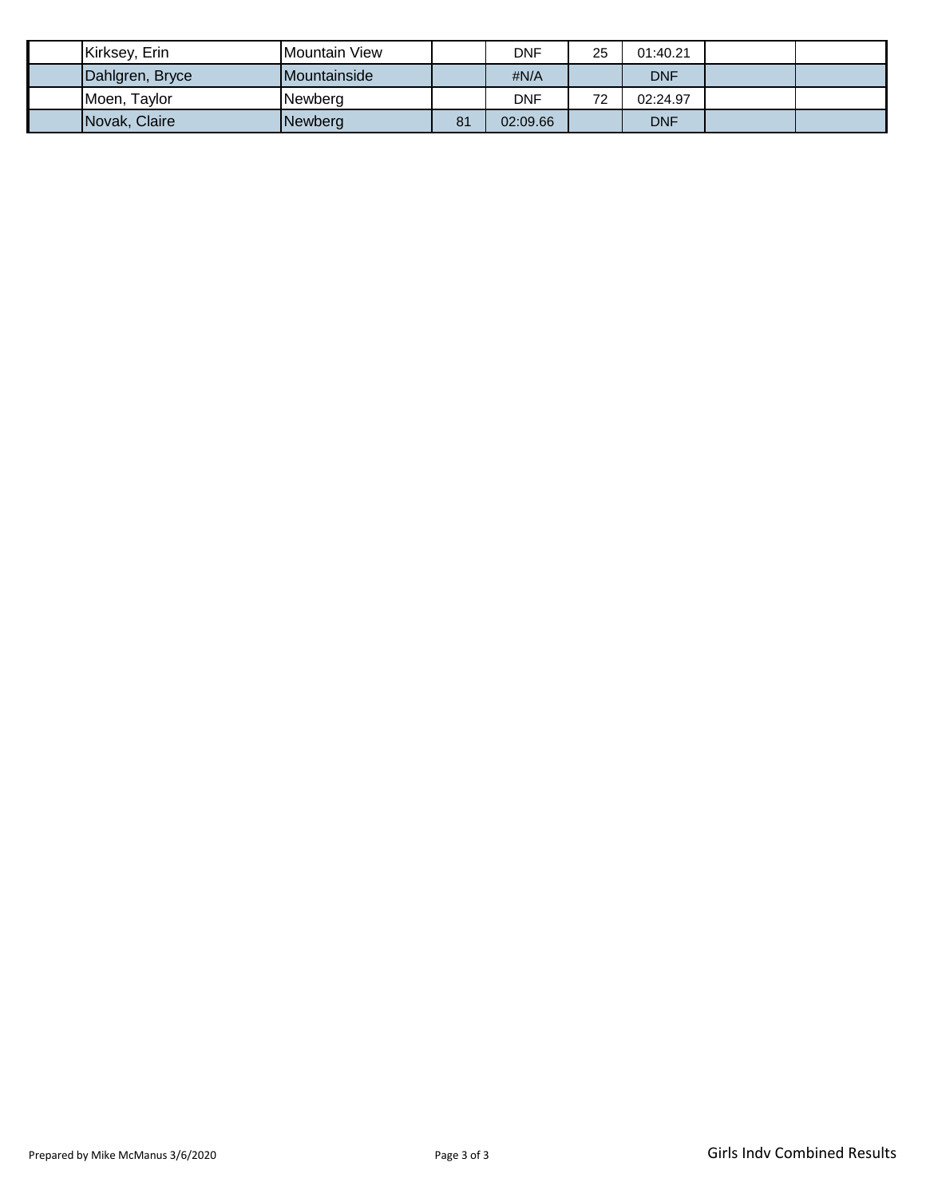| | | | | | | | | |
|---|---|---|---|---|---|---|---|---|
| | Kirksey, Erin | Mountain View | | DNF | 25 | 01:40.21 | | |
| | Dahlgren, Bryce | Mountainside | | #N/A | | DNF | | |
| | Moen, Taylor | Newberg | | DNF | 72 | 02:24.97 | | |
| | Novak, Claire | Newberg | 81 | 02:09.66 | | DNF | | |